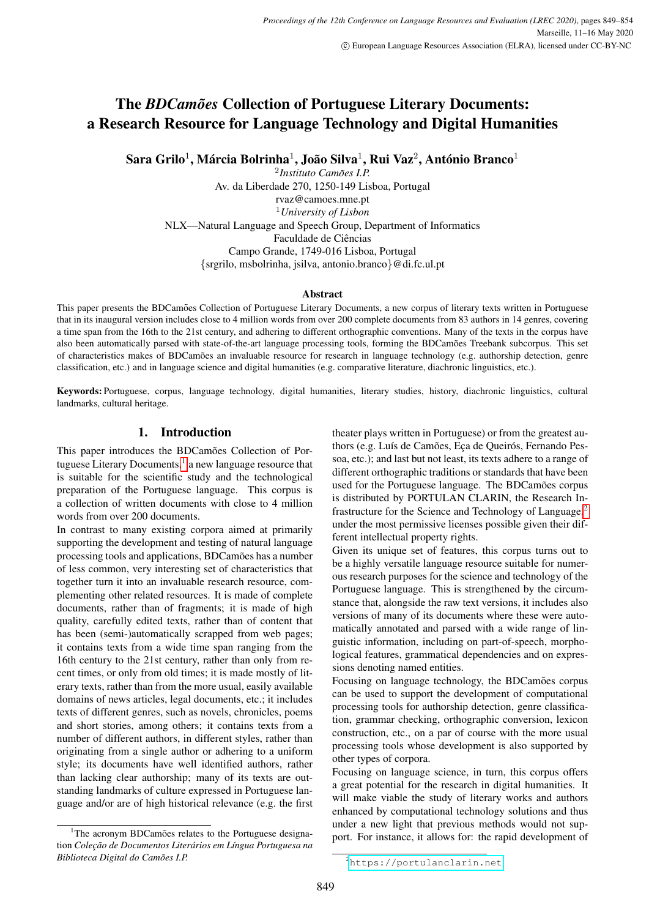# The *BDCamões* Collection of Portuguese Literary Documents: a Research Resource for Language Technology and Digital Humanities

**Sara Grilo[1], Márcia Bolrinha[1], João Silva[1], Rui Vaz[2], António Branco[1]**

[2]*Instituto Camões I.P.*
Av. da Liberdade 270, 1250-149 Lisboa, Portugal
rvaz@camoes.mne.pt
[1]*University of Lisbon*
NLX—Natural Language and Speech Group, Department of Informatics
Faculdade de Ciências
Campo Grande, 1749-016 Lisboa, Portugal
{srgrilo, msbolrinha, jsilva, antonio.branco}@di.fc.ul.pt

### Abstract

This paper presents the BDCamões Collection of Portuguese Literary Documents, a new corpus of literary texts written in Portuguese that in its inaugural version includes close to 4 million words from over 200 complete documents from 83 authors in 14 genres, covering a time span from the 16th to the 21st century, and adhering to different orthographic conventions. Many of the texts in the corpus have also been automatically parsed with state-of-the-art language processing tools, forming the BDCamões Treebank subcorpus. This set of characteristics makes of BDCamões an invaluable resource for research in language technology (e.g. authorship detection, genre classification, etc.) and in language science and digital humanities (e.g. comparative literature, diachronic linguistics, etc.).

**Keywords:** Portuguese, corpus, language technology, digital humanities, literary studies, history, diachronic linguistics, cultural landmarks, cultural heritage.

## 1. Introduction

This paper introduces the BDCamões Collection of Portuguese Literary Documents,[1] a new language resource that is suitable for the scientific study and the technological preparation of the Portuguese language. This corpus is a collection of written documents with close to 4 million words from over 200 documents.

In contrast to many existing corpora aimed at primarily supporting the development and testing of natural language processing tools and applications, BDCamões has a number of less common, very interesting set of characteristics that together turn it into an invaluable research resource, complementing other related resources. It is made of complete documents, rather than of fragments; it is made of high quality, carefully edited texts, rather than of content that has been (semi-)automatically scrapped from web pages; it contains texts from a wide time span ranging from the 16th century to the 21st century, rather than only from recent times, or only from old times; it is made mostly of literary texts, rather than from the more usual, easily available domains of news articles, legal documents, etc.; it includes texts of different genres, such as novels, chronicles, poems and short stories, among others; it contains texts from a number of different authors, in different styles, rather than originating from a single author or adhering to a uniform style; its documents have well identified authors, rather than lacking clear authorship; many of its texts are outstanding landmarks of culture expressed in Portuguese language and/or are of high historical relevance (e.g. the first theater plays written in Portuguese) or from the greatest authors (e.g. Luís de Camões, Eça de Queirós, Fernando Pessoa, etc.); and last but not least, its texts adhere to a range of different orthographic traditions or standards that have been used for the Portuguese language. The BDCamões corpus is distributed by PORTULAN CLARIN, the Research Infrastructure for the Science and Technology of Language,[2] under the most permissive licenses possible given their different intellectual property rights.

Given its unique set of features, this corpus turns out to be a highly versatile language resource suitable for numerous research purposes for the science and technology of the Portuguese language. This is strengthened by the circumstance that, alongside the raw text versions, it includes also versions of many of its documents where these were automatically annotated and parsed with a wide range of linguistic information, including on part-of-speech, morphological features, grammatical dependencies and on expressions denoting named entities.

Focusing on language technology, the BDCamões corpus can be used to support the development of computational processing tools for authorship detection, genre classification, grammar checking, orthographic conversion, lexicon construction, etc., on a par of course with the more usual processing tools whose development is also supported by other types of corpora.

Focusing on language science, in turn, this corpus offers a great potential for the research in digital humanities. It will make viable the study of literary works and authors enhanced by computational technology solutions and thus under a new light that previous methods would not support. For instance, it allows for: the rapid development of

[1] The acronym BDCamões relates to the Portuguese designation *Coleção de Documentos Literários em Língua Portuguesa na Biblioteca Digital do Camões I.P.*

[2] https://portulanclarin.net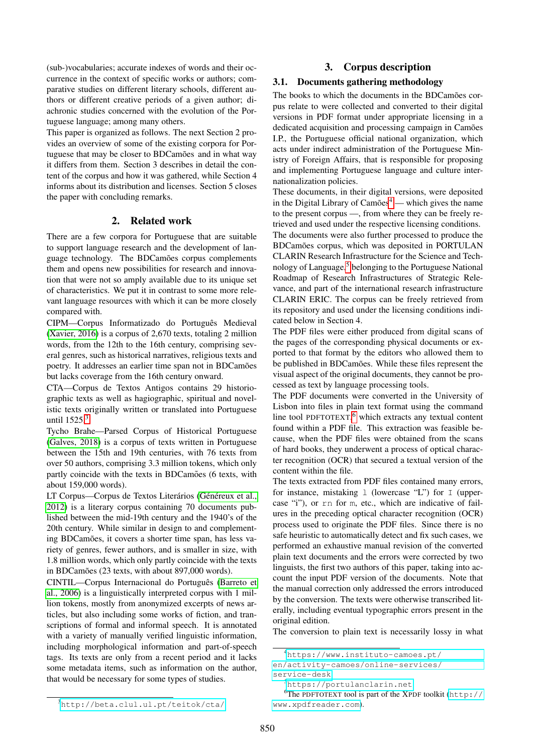(sub-)vocabularies; accurate indexes of words and their occurrence in the context of specific works or authors; comparative studies on different literary schools, different authors or different creative periods of a given author; diachronic studies concerned with the evolution of the Portuguese language; among many others.

This paper is organized as follows. The next Section 2 provides an overview of some of the existing corpora for Portuguese that may be closer to BDCamões and in what way it differs from them. Section 3 describes in detail the content of the corpus and how it was gathered, while Section 4 informs about its distribution and licenses. Section 5 closes the paper with concluding remarks.

## 2. Related work

There are a few corpora for Portuguese that are suitable to support language research and the development of language technology. The BDCamões corpus complements them and opens new possibilities for research and innovation that were not so amply available due to its unique set of characteristics. We put it in contrast to some more relevant language resources with which it can be more closely compared with.

CIPM—Corpus Informatizado do Português Medieval (Xavier, 2016) is a corpus of 2,670 texts, totaling 2 million words, from the 12th to the 16th century, comprising several genres, such as historical narratives, religious texts and poetry. It addresses an earlier time span not in BDCamões but lacks coverage from the 16th century onward.

CTA—Corpus de Textos Antigos contains 29 historiographic texts as well as hagiographic, spiritual and novelistic texts originally written or translated into Portuguese until 1525.[3]

Tycho Brahe—Parsed Corpus of Historical Portuguese (Galves, 2018) is a corpus of texts written in Portuguese between the 15th and 19th centuries, with 76 texts from over 50 authors, comprising 3.3 million tokens, which only partly coincide with the texts in BDCamões (6 texts, with about 159,000 words).

LT Corpus—Corpus de Textos Literários (Généreux et al., 2012) is a literary corpus containing 70 documents published between the mid-19th century and the 1940's of the 20th century. While similar in design to and complementing BDCamões, it covers a shorter time span, has less variety of genres, fewer authors, and is smaller in size, with 1.8 million words, which only partly coincide with the texts in BDCamões (23 texts, with about 897,000 words).

CINTIL—Corpus Internacional do Português (Barreto et al., 2006) is a linguistically interpreted corpus with 1 million tokens, mostly from anonymized excerpts of news articles, but also including some works of fiction, and transcriptions of formal and informal speech. It is annotated with a variety of manually verified linguistic information, including morphological information and part-of-speech tags. Its texts are only from a recent period and it lacks some metadata items, such as information on the author, that would be necessary for some types of studies.

## 3. Corpus description

### 3.1. Documents gathering methodology

The books to which the documents in the BDCamões corpus relate to were collected and converted to their digital versions in PDF format under appropriate licensing in a dedicated acquisition and processing campaign in Camões I.P., the Portuguese official national organization, which acts under indirect administration of the Portuguese Ministry of Foreign Affairs, that is responsible for proposing and implementing Portuguese language and culture internationalization policies.

These documents, in their digital versions, were deposited in the Digital Library of Camões[4] — which gives the name to the present corpus —, from where they can be freely retrieved and used under the respective licensing conditions.

The documents were also further processed to produce the BDCamões corpus, which was deposited in PORTULAN CLARIN Research Infrastructure for the Science and Technology of Language,[5] belonging to the Portuguese National Roadmap of Research Infrastructures of Strategic Relevance, and part of the international research infrastructure CLARIN ERIC. The corpus can be freely retrieved from its repository and used under the licensing conditions indicated below in Section 4.

The PDF files were either produced from digital scans of the pages of the corresponding physical documents or exported to that format by the editors who allowed them to be published in BDCamões. While these files represent the visual aspect of the original documents, they cannot be processed as text by language processing tools.

The PDF documents were converted in the University of Lisbon into files in plain text format using the command line tool PDFTOTEXT,[6] which extracts any textual content found within a PDF file. This extraction was feasible because, when the PDF files were obtained from the scans of hard books, they underwent a process of optical character recognition (OCR) that secured a textual version of the content within the file.

The texts extracted from PDF files contained many errors, for instance, mistaking `l` (lowercase "L") for `I` (uppercase "i"), or `rn` for `m`, etc., which are indicative of failures in the preceding optical character recognition (OCR) process used to originate the PDF files. Since there is no safe heuristic to automatically detect and fix such cases, we performed an exhaustive manual revision of the converted plain text documents and the errors were corrected by two linguists, the first two authors of this paper, taking into account the input PDF version of the documents. Note that the manual correction only addressed the errors introduced by the conversion. The texts were otherwise transcribed literally, including eventual typographic errors present in the original edition.

The conversion to plain text is necessarily lossy in what

---

[3] http://beta.clul.ul.pt/teitok/cta/

[4] https://www.instituto-camoes.pt/en/activity-camoes/online-services/service-desk

[5] https://portulanclarin.net

[6] The PDFTOTEXT tool is part of the XPDF toolkit (http://www.xpdfreader.com).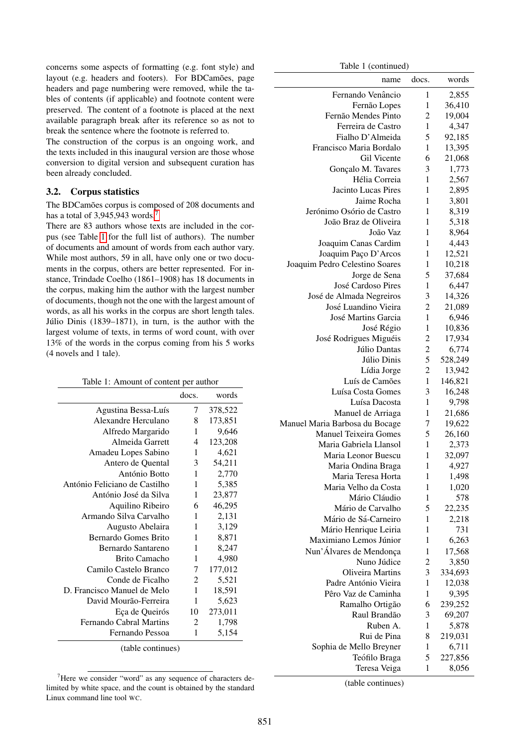concerns some aspects of formatting (e.g. font style) and layout (e.g. headers and footers). For BDCamões, page headers and page numbering were removed, while the tables of contents (if applicable) and footnote content were preserved. The content of a footnote is placed at the next available paragraph break after its reference so as not to break the sentence where the footnote is referred to.

The construction of the corpus is an ongoing work, and the texts included in this inaugural version are those whose conversion to digital version and subsequent curation has been already concluded.

### 3.2. Corpus statistics

The BDCamões corpus is composed of 208 documents and has a total of 3,945,943 words.[7]

There are 83 authors whose texts are included in the corpus (see Table 1 for the full list of authors). The number of documents and amount of words from each author vary. While most authors, 59 in all, have only one or two documents in the corpus, others are better represented. For instance, Trindade Coelho (1861–1908) has 18 documents in the corpus, making him the author with the largest number of documents, though not the one with the largest amount of words, as all his works in the corpus are short length tales. Júlio Dinis (1839–1871), in turn, is the author with the largest volume of texts, in terms of word count, with over 13% of the words in the corpus coming from his 5 works (4 novels and 1 tale).

Table 1: Amount of content per author

| name | docs. | words |
|---:|---:|---:|
| Agustina Bessa-Luís | 7 | 378,522 |
| Alexandre Herculano | 8 | 173,851 |
| Alfredo Margarido | 1 | 9,646 |
| Almeida Garrett | 4 | 123,208 |
| Amadeu Lopes Sabino | 1 | 4,621 |
| Antero de Quental | 3 | 54,211 |
| António Botto | 1 | 2,770 |
| António Feliciano de Castilho | 1 | 5,385 |
| António José da Silva | 1 | 23,877 |
| Aquilino Ribeiro | 6 | 46,295 |
| Armando Silva Carvalho | 1 | 2,131 |
| Augusto Abelaira | 1 | 3,129 |
| Bernardo Gomes Brito | 1 | 8,871 |
| Bernardo Santareno | 1 | 8,247 |
| Brito Camacho | 1 | 4,980 |
| Camilo Castelo Branco | 7 | 177,012 |
| Conde de Ficalho | 2 | 5,521 |
| D. Francisco Manuel de Melo | 1 | 18,591 |
| David Mourão-Ferreira | 1 | 5,623 |
| Eça de Queirós | 10 | 273,011 |
| Fernando Cabral Martins | 2 | 1,798 |
| Fernando Pessoa | 1 | 5,154 |
| Fernando Venâncio | 1 | 2,855 |
| Fernão Lopes | 1 | 36,410 |
| Fernão Mendes Pinto | 2 | 19,004 |
| Ferreira de Castro | 1 | 4,347 |
| Fialho D'Almeida | 5 | 92,185 |
| Francisco Maria Bordalo | 1 | 13,395 |
| Gil Vicente | 6 | 21,068 |
| Gonçalo M. Tavares | 3 | 1,773 |
| Hélia Correia | 1 | 2,567 |
| Jacinto Lucas Pires | 1 | 2,895 |
| Jaime Rocha | 1 | 3,801 |
| Jerónimo Osório de Castro | 1 | 8,319 |
| João Braz de Oliveira | 1 | 5,318 |
| João Vaz | 1 | 8,964 |
| Joaquim Canas Cardim | 1 | 4,443 |
| Joaquim Paço D'Arcos | 1 | 12,521 |
| Joaquim Pedro Celestino Soares | 1 | 10,218 |
| Jorge de Sena | 5 | 37,684 |
| José Cardoso Pires | 1 | 6,447 |
| José de Almada Negreiros | 3 | 14,326 |
| José Luandino Vieira | 2 | 21,089 |
| José Martins Garcia | 1 | 6,946 |
| José Régio | 1 | 10,836 |
| José Rodrigues Miguéis | 2 | 17,934 |
| Júlio Dantas | 2 | 6,774 |
| Júlio Dinis | 5 | 528,249 |
| Lídia Jorge | 2 | 13,942 |
| Luís de Camões | 1 | 146,821 |
| Luísa Costa Gomes | 3 | 16,248 |
| Luísa Dacosta | 1 | 9,798 |
| Manuel de Arriaga | 1 | 21,686 |
| Manuel Maria Barbosa du Bocage | 7 | 19,622 |
| Manuel Teixeira Gomes | 5 | 26,160 |
| Maria Gabriela Llansol | 1 | 2,373 |
| Maria Leonor Buescu | 1 | 32,097 |
| Maria Ondina Braga | 1 | 4,927 |
| Maria Teresa Horta | 1 | 1,498 |
| Maria Velho da Costa | 1 | 1,020 |
| Mário Cláudio | 1 | 578 |
| Mário de Carvalho | 5 | 22,235 |
| Mário de Sá-Carneiro | 1 | 2,218 |
| Mário Henrique Leiria | 1 | 731 |
| Maximiano Lemos Júnior | 1 | 6,263 |
| Nun'Álvares de Mendonça | 1 | 17,568 |
| Nuno Júdice | 2 | 3,850 |
| Oliveira Martins | 3 | 334,693 |
| Padre António Vieira | 1 | 12,038 |
| Pêro Vaz de Caminha | 1 | 9,395 |
| Ramalho Ortigão | 6 | 239,252 |
| Raul Brandão | 3 | 69,207 |
| Ruben A. | 1 | 5,878 |
| Rui de Pina | 8 | 219,031 |
| Sophia de Mello Breyner | 1 | 6,711 |
| Teófilo Braga | 5 | 227,856 |
| Teresa Veiga | 1 | 8,056 |

(table continues)

[7] Here we consider "word" as any sequence of characters delimited by white space, and the count is obtained by the standard Linux command line tool WC.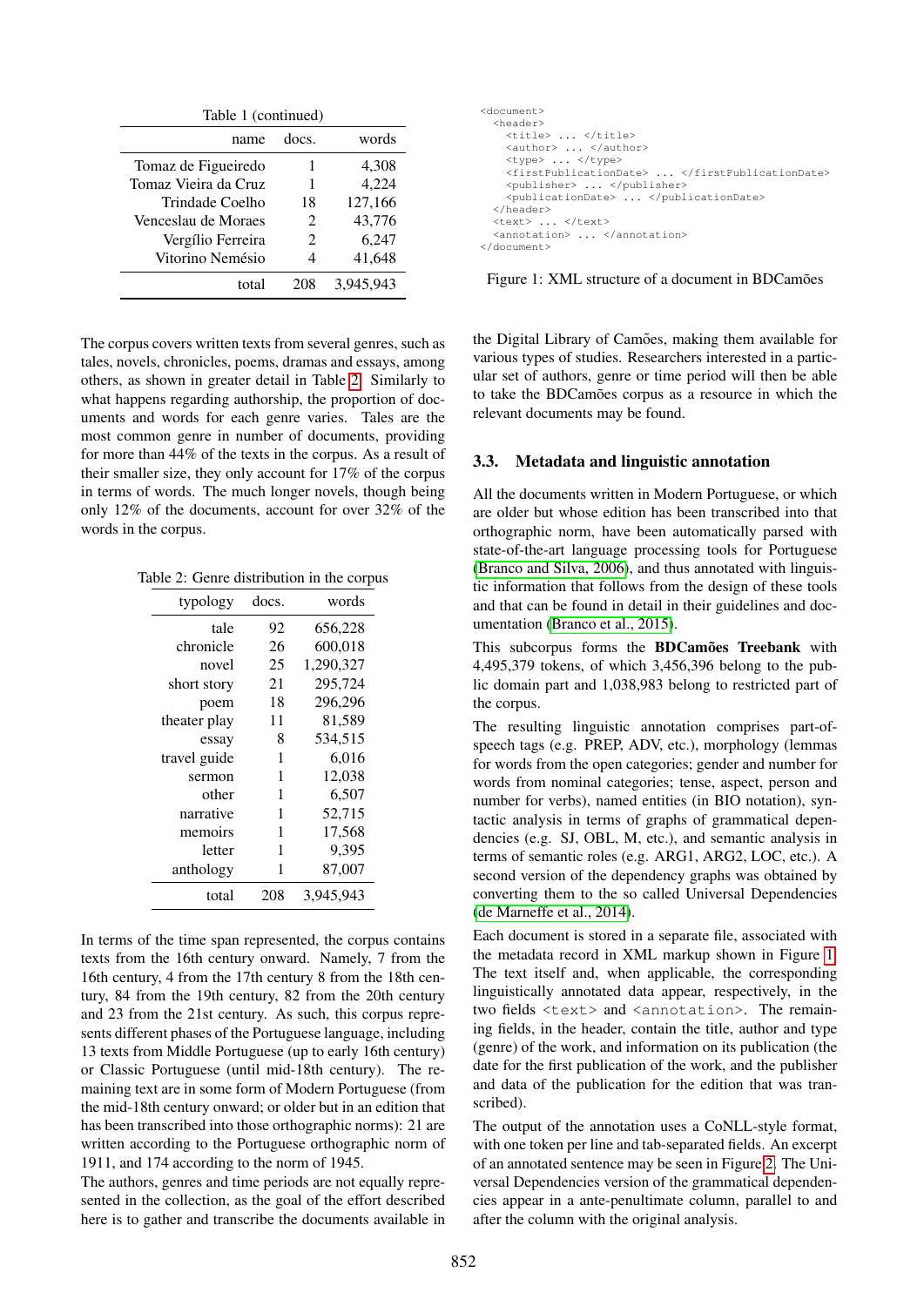Table 1 (continued)

| name | docs. | words |
|---:|---:|---:|
| Tomaz de Figueiredo | 1 | 4,308 |
| Tomaz Vieira da Cruz | 1 | 4,224 |
| Trindade Coelho | 18 | 127,166 |
| Venceslau de Moraes | 2 | 43,776 |
| Vergílio Ferreira | 2 | 6,247 |
| Vitorino Nemésio | 4 | 41,648 |
| total | 208 | 3,945,943 |

The corpus covers written texts from several genres, such as tales, novels, chronicles, poems, dramas and essays, among others, as shown in greater detail in Table 2. Similarly to what happens regarding authorship, the proportion of documents and words for each genre varies. Tales are the most common genre in number of documents, providing for more than 44% of the texts in the corpus. As a result of their smaller size, they only account for 17% of the corpus in terms of words. The much longer novels, though being only 12% of the documents, account for over 32% of the words in the corpus.

Table 2: Genre distribution in the corpus

| typology | docs. | words |
|---:|---:|---:|
| tale | 92 | 656,228 |
| chronicle | 26 | 600,018 |
| novel | 25 | 1,290,327 |
| short story | 21 | 295,724 |
| poem | 18 | 296,296 |
| theater play | 11 | 81,589 |
| essay | 8 | 534,515 |
| travel guide | 1 | 6,016 |
| sermon | 1 | 12,038 |
| other | 1 | 6,507 |
| narrative | 1 | 52,715 |
| memoirs | 1 | 17,568 |
| letter | 1 | 9,395 |
| anthology | 1 | 87,007 |
| total | 208 | 3,945,943 |

In terms of the time span represented, the corpus contains texts from the 16th century onward. Namely, 7 from the 16th century, 4 from the 17th century 8 from the 18th century, 84 from the 19th century, 82 from the 20th century and 23 from the 21st century. As such, this corpus represents different phases of the Portuguese language, including 13 texts from Middle Portuguese (up to early 16th century) or Classic Portuguese (until mid-18th century). The remaining text are in some form of Modern Portuguese (from the mid-18th century onward; or older but in an edition that has been transcribed into those orthographic norms): 21 are written according to the Portuguese orthographic norm of 1911, and 174 according to the norm of 1945.

The authors, genres and time periods are not equally represented in the collection, as the goal of the effort described here is to gather and transcribe the documents available in the Digital Library of Camões, making them available for various types of studies. Researchers interested in a particular set of authors, genre or time period will then be able to take the BDCamões corpus as a resource in which the relevant documents may be found.

```
<document>
  <header>
    <title> ... </title>
    <author> ... </author>
    <type> ... </type>
    <firstPublicationDate> ... </firstPublicationDate>
    <publisher> ... </publisher>
    <publicationDate> ... </publicationDate>
  </header>
  <text> ... </text>
  <annotation> ... </annotation>
</document>
```

Figure 1: XML structure of a document in BDCamões

### 3.3. Metadata and linguistic annotation

All the documents written in Modern Portuguese, or which are older but whose edition has been transcribed into that orthographic norm, have been automatically parsed with state-of-the-art language processing tools for Portuguese (Branco and Silva, 2006), and thus annotated with linguistic information that follows from the design of these tools and that can be found in detail in their guidelines and documentation (Branco et al., 2015).

This subcorpus forms the **BDCamões Treebank** with 4,495,379 tokens, of which 3,456,396 belong to the public domain part and 1,038,983 belong to restricted part of the corpus.

The resulting linguistic annotation comprises part-of-speech tags (e.g. PREP, ADV, etc.), morphology (lemmas for words from the open categories; gender and number for words from nominal categories; tense, aspect, person and number for verbs), named entities (in BIO notation), syntactic analysis in terms of graphs of grammatical dependencies (e.g. SJ, OBL, M, etc.), and semantic analysis in terms of semantic roles (e.g. ARG1, ARG2, LOC, etc.). A second version of the dependency graphs was obtained by converting them to the so called Universal Dependencies (de Marneffe et al., 2014).

Each document is stored in a separate file, associated with the metadata record in XML markup shown in Figure 1. The text itself and, when applicable, the corresponding linguistically annotated data appear, respectively, in the two fields `<text>` and `<annotation>`. The remaining fields, in the header, contain the title, author and type (genre) of the work, and information on its publication (the date for the first publication of the work, and the publisher and data of the publication for the edition that was transcribed).

The output of the annotation uses a CoNLL-style format, with one token per line and tab-separated fields. An excerpt of an annotated sentence may be seen in Figure 2. The Universal Dependencies version of the grammatical dependencies appear in a ante-penultimate column, parallel to and after the column with the original analysis.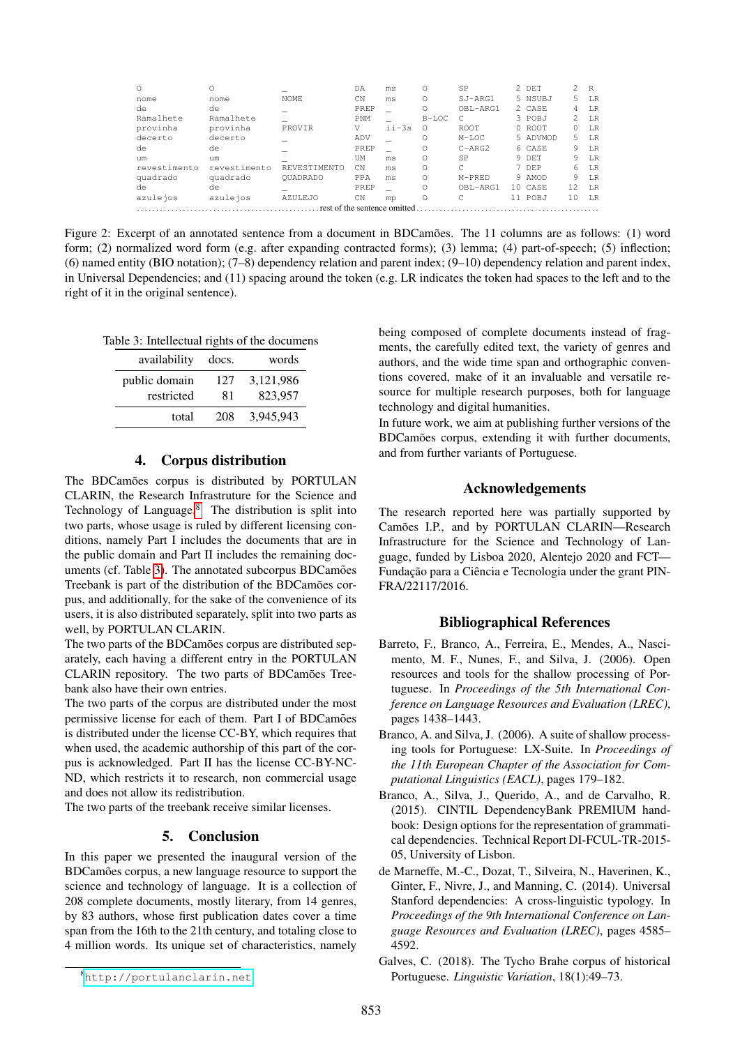| | | | | | | | | | | |
|---|---|---|---|---|---|---|---|---|---|---|
| O | O | _ | DA | ms | O | SP | 2 DET | 2 | R |
| nome | nome | NOME | CN | ms | O | SJ-ARG1 | 5 NSUBJ | 5 | LR |
| de | de | _ | PREP | _ | O | OBL-ARG1 | 2 CASE | 4 | LR |
| Ramalhete | Ramalhete | _ | PNM | _ | B-LOC | C | 3 POBJ | 2 | LR |
| provinha | provinha | PROVIR | V | ii-3s | O | ROOT | 0 ROOT | 0 | LR |
| decerto | decerto | _ | ADV | _ | O | M-LOC | 5 ADVMOD | 5 | LR |
| de | de | _ | PREP | _ | O | C-ARG2 | 6 CASE | 9 | LR |
| um | um | _ | UM | ms | O | SP | 9 DET | 9 | LR |
| revestimento | revestimento | REVESTIMENTO | CN | ms | O | C | 7 DEP | 6 | LR |
| quadrado | quadrado | QUADRADO | PPA | ms | O | M-PRED | 9 AMOD | 9 | LR |
| de | de | _ | PREP | _ | O | OBL-ARG1 | 10 CASE | 12 | LR |
| azulejos | azulejos | AZULEJO | CN | mp | O | C | 11 POBJ | 10 | LR |

................................................ rest of the sentence omitted ................................................

Figure 2: Excerpt of an annotated sentence from a document in BDCamões. The 11 columns are as follows: (1) word form; (2) normalized word form (e.g. after expanding contracted forms); (3) lemma; (4) part-of-speech; (5) inflection; (6) named entity (BIO notation); (7–8) dependency relation and parent index; (9–10) dependency relation and parent index, in Universal Dependencies; and (11) spacing around the token (e.g. LR indicates the token had spaces to the left and to the right of it in the original sentence).

Table 3: Intellectual rights of the documens

| availability | docs. | words |
|---|---|---|
| public domain | 127 | 3,121,986 |
| restricted | 81 | 823,957 |
| total | 208 | 3,945,943 |

## 4. Corpus distribution

The BDCamões corpus is distributed by PORTULAN CLARIN, the Research Infrastructure for the Science and Technology of Language.[8] The distribution is split into two parts, whose usage is ruled by different licensing conditions, namely Part I includes the documents that are in the public domain and Part II includes the remaining documents (cf. Table 3). The annotated subcorpus BDCamões Treebank is part of the distribution of the BDCamões corpus, and additionally, for the sake of the convenience of its users, it is also distributed separately, split into two parts as well, by PORTULAN CLARIN.

The two parts of the BDCamões corpus are distributed separately, each having a different entry in the PORTULAN CLARIN repository. The two parts of BDCamões Treebank also have their own entries.

The two parts of the corpus are distributed under the most permissive license for each of them. Part I of BDCamões is distributed under the license CC-BY, which requires that when used, the academic authorship of this part of the corpus is acknowledged. Part II has the license CC-BY-NC-ND, which restricts it to research, non commercial usage and does not allow its redistribution.

The two parts of the treebank receive similar licenses.

## 5. Conclusion

In this paper we presented the inaugural version of the BDCamões corpus, a new language resource to support the science and technology of language. It is a collection of 208 complete documents, mostly literary, from 14 genres, by 83 authors, whose first publication dates cover a time span from the 16th to the 21th century, and totaling close to 4 million words. Its unique set of characteristics, namely being composed of complete documents instead of fragments, the carefully edited text, the variety of genres and authors, and the wide time span and orthographic conventions covered, make of it an invaluable and versatile resource for multiple research purposes, both for language technology and digital humanities.

In future work, we aim at publishing further versions of the BDCamões corpus, extending it with further documents, and from further variants of Portuguese.

[8] http://portulanclarin.net

## Acknowledgements

The research reported here was partially supported by Camões I.P., and by PORTULAN CLARIN—Research Infrastructure for the Science and Technology of Language, funded by Lisboa 2020, Alentejo 2020 and FCT—Fundação para a Ciência e Tecnologia under the grant PINFRA/22117/2016.

## Bibliographical References

Barreto, F., Branco, A., Ferreira, E., Mendes, A., Nascimento, M. F., Nunes, F., and Silva, J. (2006). Open resources and tools for the shallow processing of Portuguese. In *Proceedings of the 5th International Conference on Language Resources and Evaluation (LREC)*, pages 1438–1443.

Branco, A. and Silva, J. (2006). A suite of shallow processing tools for Portuguese: LX-Suite. In *Proceedings of the 11th European Chapter of the Association for Computational Linguistics (EACL)*, pages 179–182.

Branco, A., Silva, J., Querido, A., and de Carvalho, R. (2015). CINTIL DependencyBank PREMIUM handbook: Design options for the representation of grammatical dependencies. Technical Report DI-FCUL-TR-2015-05, University of Lisbon.

de Marneffe, M.-C., Dozat, T., Silveira, N., Haverinen, K., Ginter, F., Nivre, J., and Manning, C. (2014). Universal Stanford dependencies: A cross-linguistic typology. In *Proceedings of the 9th International Conference on Language Resources and Evaluation (LREC)*, pages 4585–4592.

Galves, C. (2018). The Tycho Brahe corpus of historical Portuguese. *Linguistic Variation*, 18(1):49–73.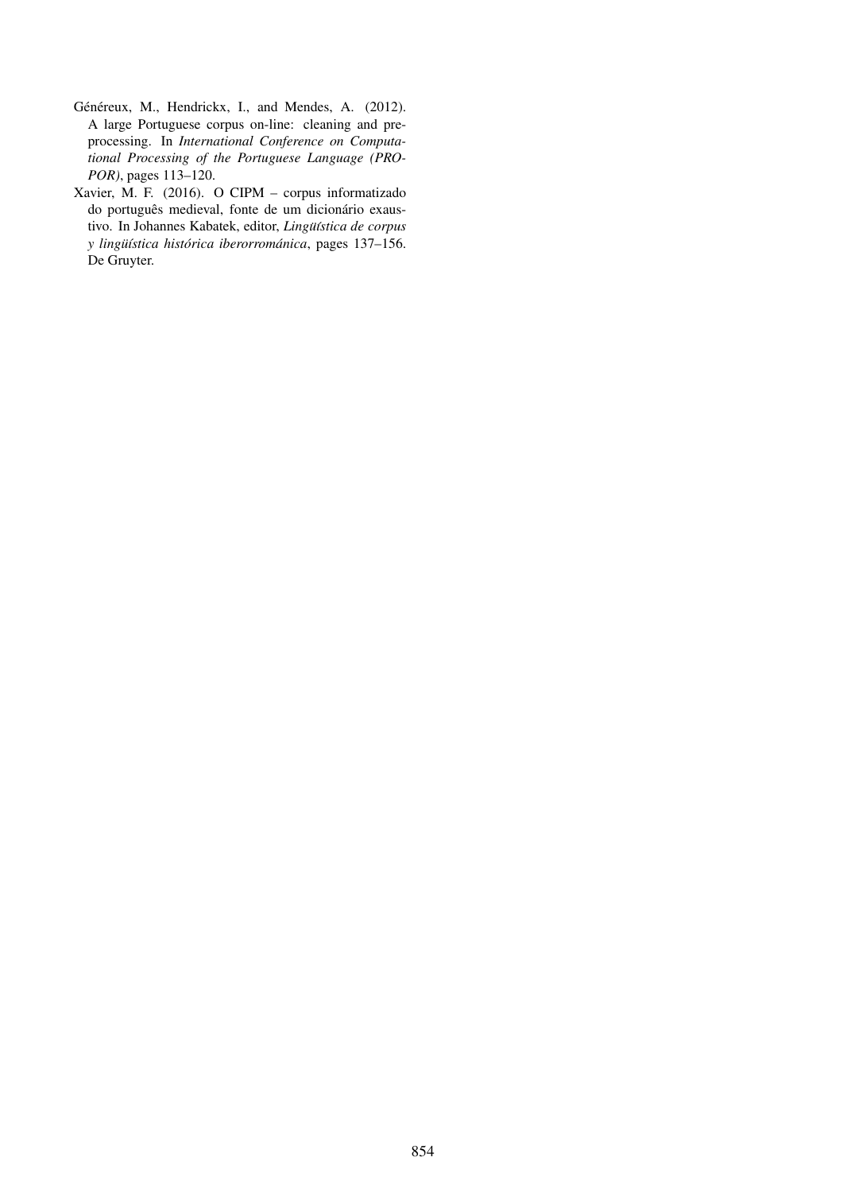Généreux, M., Hendrickx, I., and Mendes, A. (2012). A large Portuguese corpus on-line: cleaning and preprocessing. In *International Conference on Computational Processing of the Portuguese Language (PROPOR)*, pages 113–120.

Xavier, M. F. (2016). O CIPM – corpus informatizado do português medieval, fonte de um dicionário exaustivo. In Johannes Kabatek, editor, *Lingüística de corpus y lingüística histórica iberorrománica*, pages 137–156. De Gruyter.